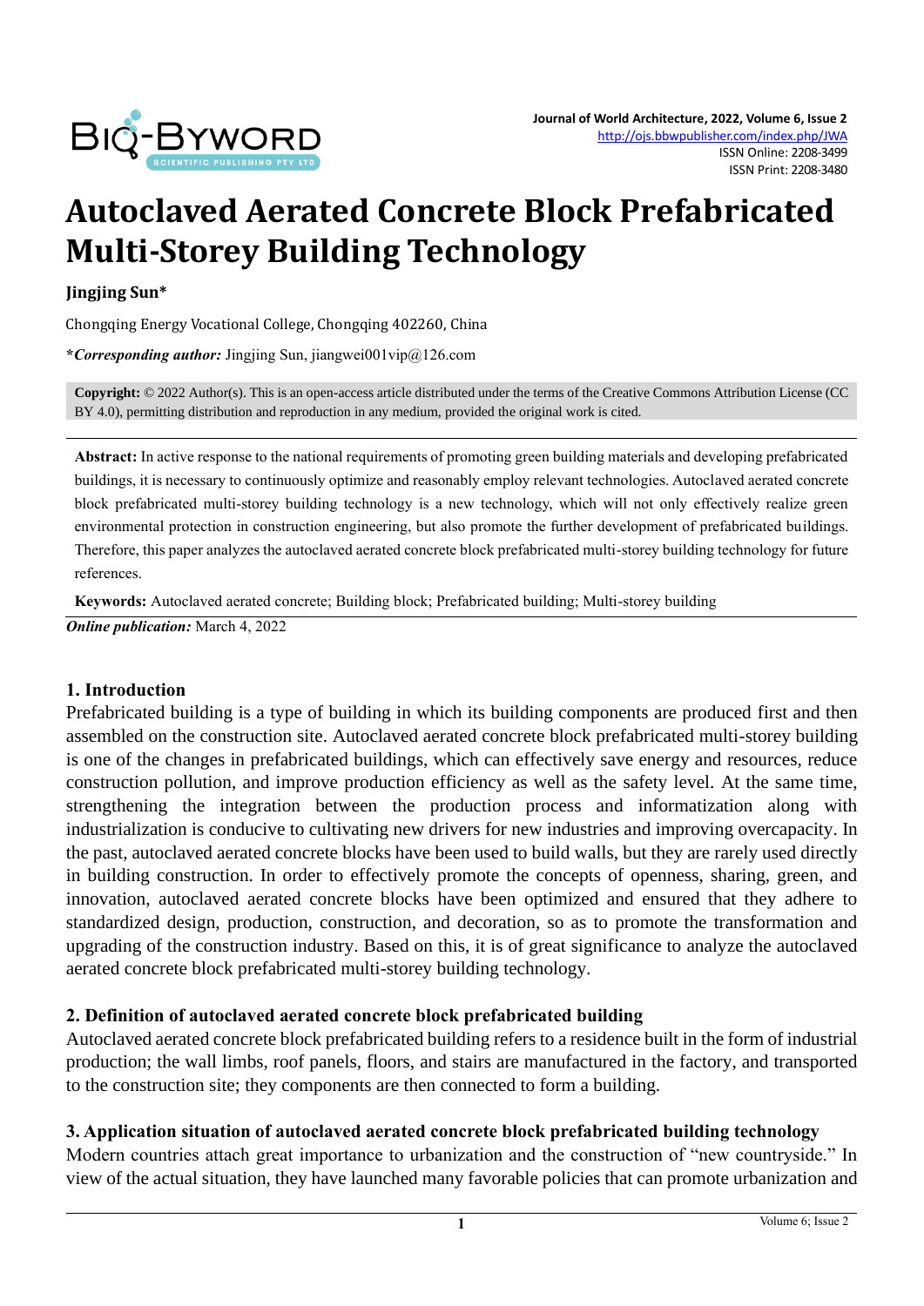# Autoclaved Aerated Concrete Block Prefabricated Multi-Storey Building Technology

**Jingjing Sun***

Chongqing Energy Vocational College, Chongqing 402260, China

***Corresponding author:** Jingjing Sun, jiangwei001vip@126.com

**Copyright:** © 2022 Author(s). This is an open-access article distributed under the terms of the Creative Commons Attribution License (CC BY 4.0), permitting distribution and reproduction in any medium, provided the original work is cited.

**Abstract:** In active response to the national requirements of promoting green building materials and developing prefabricated buildings, it is necessary to continuously optimize and reasonably employ relevant technologies. Autoclaved aerated concrete block prefabricated multi-storey building technology is a new technology, which will not only effectively realize green environmental protection in construction engineering, but also promote the further development of prefabricated buildings. Therefore, this paper analyzes the autoclaved aerated concrete block prefabricated multi-storey building technology for future references.

**Keywords:** Autoclaved aerated concrete; Building block; Prefabricated building; Multi-storey building

***Online publication:*** March 4, 2022

## 1. Introduction

Prefabricated building is a type of building in which its building components are produced first and then assembled on the construction site. Autoclaved aerated concrete block prefabricated multi-storey building is one of the changes in prefabricated buildings, which can effectively save energy and resources, reduce construction pollution, and improve production efficiency as well as the safety level. At the same time, strengthening the integration between the production process and informatization along with industrialization is conducive to cultivating new drivers for new industries and improving overcapacity. In the past, autoclaved aerated concrete blocks have been used to build walls, but they are rarely used directly in building construction. In order to effectively promote the concepts of openness, sharing, green, and innovation, autoclaved aerated concrete blocks have been optimized and ensured that they adhere to standardized design, production, construction, and decoration, so as to promote the transformation and upgrading of the construction industry. Based on this, it is of great significance to analyze the autoclaved aerated concrete block prefabricated multi-storey building technology.

## 2. Definition of autoclaved aerated concrete block prefabricated building

Autoclaved aerated concrete block prefabricated building refers to a residence built in the form of industrial production; the wall limbs, roof panels, floors, and stairs are manufactured in the factory, and transported to the construction site; they components are then connected to form a building.

## 3. Application situation of autoclaved aerated concrete block prefabricated building technology

Modern countries attach great importance to urbanization and the construction of "new countryside." In view of the actual situation, they have launched many favorable policies that can promote urbanization and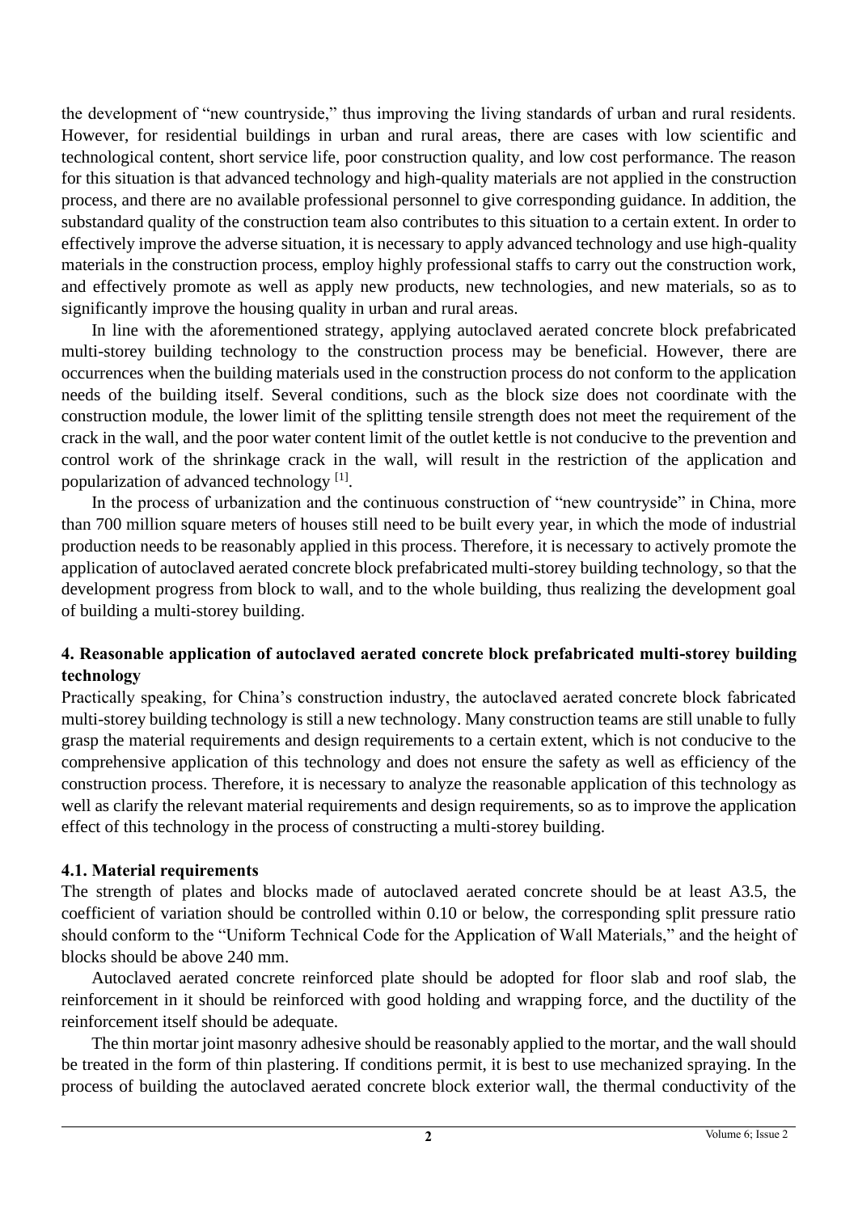the development of "new countryside," thus improving the living standards of urban and rural residents. However, for residential buildings in urban and rural areas, there are cases with low scientific and technological content, short service life, poor construction quality, and low cost performance. The reason for this situation is that advanced technology and high-quality materials are not applied in the construction process, and there are no available professional personnel to give corresponding guidance. In addition, the substandard quality of the construction team also contributes to this situation to a certain extent. In order to effectively improve the adverse situation, it is necessary to apply advanced technology and use high-quality materials in the construction process, employ highly professional staffs to carry out the construction work, and effectively promote as well as apply new products, new technologies, and new materials, so as to significantly improve the housing quality in urban and rural areas.

In line with the aforementioned strategy, applying autoclaved aerated concrete block prefabricated multi-storey building technology to the construction process may be beneficial. However, there are occurrences when the building materials used in the construction process do not conform to the application needs of the building itself. Several conditions, such as the block size does not coordinate with the construction module, the lower limit of the splitting tensile strength does not meet the requirement of the crack in the wall, and the poor water content limit of the outlet kettle is not conducive to the prevention and control work of the shrinkage crack in the wall, will result in the restriction of the application and popularization of advanced technology [1].

In the process of urbanization and the continuous construction of "new countryside" in China, more than 700 million square meters of houses still need to be built every year, in which the mode of industrial production needs to be reasonably applied in this process. Therefore, it is necessary to actively promote the application of autoclaved aerated concrete block prefabricated multi-storey building technology, so that the development progress from block to wall, and to the whole building, thus realizing the development goal of building a multi-storey building.

## 4. Reasonable application of autoclaved aerated concrete block prefabricated multi-storey building technology

Practically speaking, for China's construction industry, the autoclaved aerated concrete block fabricated multi-storey building technology is still a new technology. Many construction teams are still unable to fully grasp the material requirements and design requirements to a certain extent, which is not conducive to the comprehensive application of this technology and does not ensure the safety as well as efficiency of the construction process. Therefore, it is necessary to analyze the reasonable application of this technology as well as clarify the relevant material requirements and design requirements, so as to improve the application effect of this technology in the process of constructing a multi-storey building.

### 4.1. Material requirements

The strength of plates and blocks made of autoclaved aerated concrete should be at least A3.5, the coefficient of variation should be controlled within 0.10 or below, the corresponding split pressure ratio should conform to the "Uniform Technical Code for the Application of Wall Materials," and the height of blocks should be above 240 mm.

Autoclaved aerated concrete reinforced plate should be adopted for floor slab and roof slab, the reinforcement in it should be reinforced with good holding and wrapping force, and the ductility of the reinforcement itself should be adequate.

The thin mortar joint masonry adhesive should be reasonably applied to the mortar, and the wall should be treated in the form of thin plastering. If conditions permit, it is best to use mechanized spraying. In the process of building the autoclaved aerated concrete block exterior wall, the thermal conductivity of the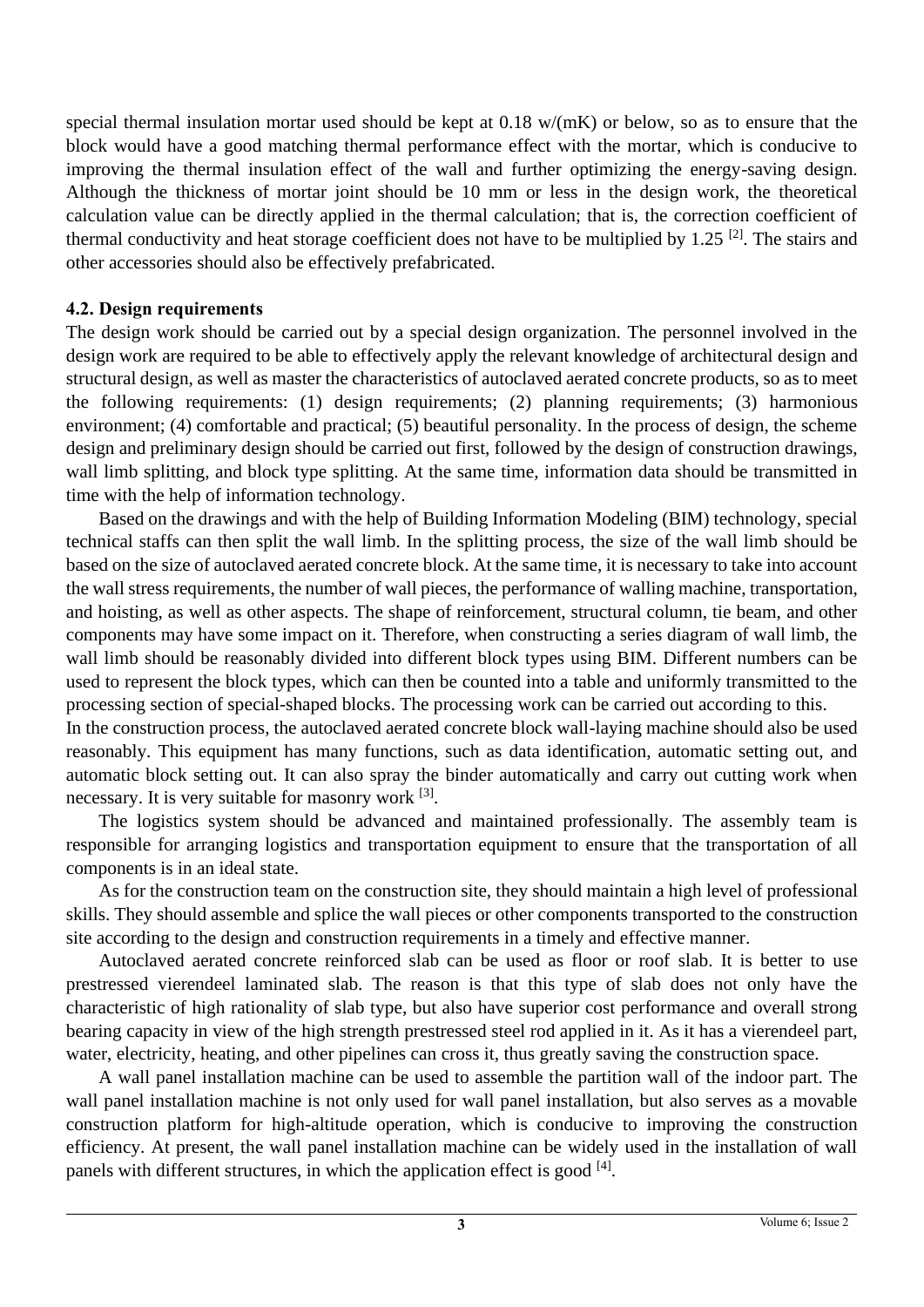special thermal insulation mortar used should be kept at 0.18 w/(mK) or below, so as to ensure that the block would have a good matching thermal performance effect with the mortar, which is conducive to improving the thermal insulation effect of the wall and further optimizing the energy-saving design. Although the thickness of mortar joint should be 10 mm or less in the design work, the theoretical calculation value can be directly applied in the thermal calculation; that is, the correction coefficient of thermal conductivity and heat storage coefficient does not have to be multiplied by 1.25 [2]. The stairs and other accessories should also be effectively prefabricated.

### 4.2. Design requirements

The design work should be carried out by a special design organization. The personnel involved in the design work are required to be able to effectively apply the relevant knowledge of architectural design and structural design, as well as master the characteristics of autoclaved aerated concrete products, so as to meet the following requirements: (1) design requirements; (2) planning requirements; (3) harmonious environment; (4) comfortable and practical; (5) beautiful personality. In the process of design, the scheme design and preliminary design should be carried out first, followed by the design of construction drawings, wall limb splitting, and block type splitting. At the same time, information data should be transmitted in time with the help of information technology.

Based on the drawings and with the help of Building Information Modeling (BIM) technology, special technical staffs can then split the wall limb. In the splitting process, the size of the wall limb should be based on the size of autoclaved aerated concrete block. At the same time, it is necessary to take into account the wall stress requirements, the number of wall pieces, the performance of walling machine, transportation, and hoisting, as well as other aspects. The shape of reinforcement, structural column, tie beam, and other components may have some impact on it. Therefore, when constructing a series diagram of wall limb, the wall limb should be reasonably divided into different block types using BIM. Different numbers can be used to represent the block types, which can then be counted into a table and uniformly transmitted to the processing section of special-shaped blocks. The processing work can be carried out according to this.

In the construction process, the autoclaved aerated concrete block wall-laying machine should also be used reasonably. This equipment has many functions, such as data identification, automatic setting out, and automatic block setting out. It can also spray the binder automatically and carry out cutting work when necessary. It is very suitable for masonry work [3].

The logistics system should be advanced and maintained professionally. The assembly team is responsible for arranging logistics and transportation equipment to ensure that the transportation of all components is in an ideal state.

As for the construction team on the construction site, they should maintain a high level of professional skills. They should assemble and splice the wall pieces or other components transported to the construction site according to the design and construction requirements in a timely and effective manner.

Autoclaved aerated concrete reinforced slab can be used as floor or roof slab. It is better to use prestressed vierendeel laminated slab. The reason is that this type of slab does not only have the characteristic of high rationality of slab type, but also have superior cost performance and overall strong bearing capacity in view of the high strength prestressed steel rod applied in it. As it has a vierendeel part, water, electricity, heating, and other pipelines can cross it, thus greatly saving the construction space.

A wall panel installation machine can be used to assemble the partition wall of the indoor part. The wall panel installation machine is not only used for wall panel installation, but also serves as a movable construction platform for high-altitude operation, which is conducive to improving the construction efficiency. At present, the wall panel installation machine can be widely used in the installation of wall panels with different structures, in which the application effect is good [4].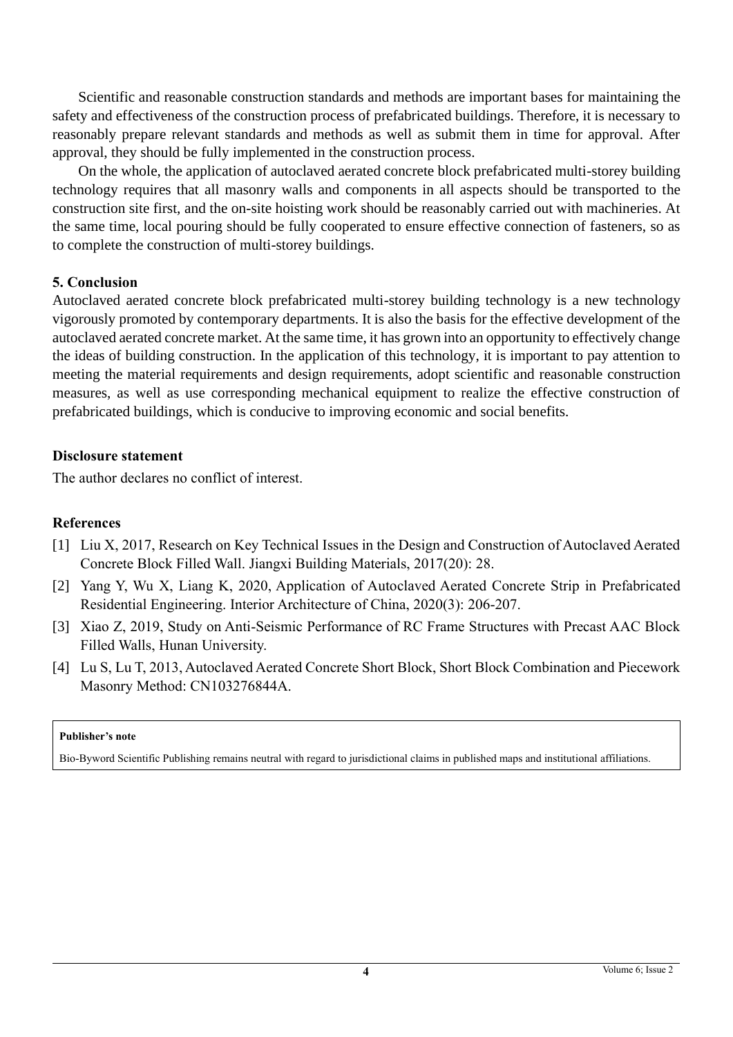Scientific and reasonable construction standards and methods are important bases for maintaining the safety and effectiveness of the construction process of prefabricated buildings. Therefore, it is necessary to reasonably prepare relevant standards and methods as well as submit them in time for approval. After approval, they should be fully implemented in the construction process.

On the whole, the application of autoclaved aerated concrete block prefabricated multi-storey building technology requires that all masonry walls and components in all aspects should be transported to the construction site first, and the on-site hoisting work should be reasonably carried out with machineries. At the same time, local pouring should be fully cooperated to ensure effective connection of fasteners, so as to complete the construction of multi-storey buildings.

## 5. Conclusion

Autoclaved aerated concrete block prefabricated multi-storey building technology is a new technology vigorously promoted by contemporary departments. It is also the basis for the effective development of the autoclaved aerated concrete market. At the same time, it has grown into an opportunity to effectively change the ideas of building construction. In the application of this technology, it is important to pay attention to meeting the material requirements and design requirements, adopt scientific and reasonable construction measures, as well as use corresponding mechanical equipment to realize the effective construction of prefabricated buildings, which is conducive to improving economic and social benefits.

## Disclosure statement

The author declares no conflict of interest.

## References

[1] Liu X, 2017, Research on Key Technical Issues in the Design and Construction of Autoclaved Aerated Concrete Block Filled Wall. Jiangxi Building Materials, 2017(20): 28.

[2] Yang Y, Wu X, Liang K, 2020, Application of Autoclaved Aerated Concrete Strip in Prefabricated Residential Engineering. Interior Architecture of China, 2020(3): 206-207.

[3] Xiao Z, 2019, Study on Anti-Seismic Performance of RC Frame Structures with Precast AAC Block Filled Walls, Hunan University.

[4] Lu S, Lu T, 2013, Autoclaved Aerated Concrete Short Block, Short Block Combination and Piecework Masonry Method: CN103276844A.

**Publisher's note**

Bio-Byword Scientific Publishing remains neutral with regard to jurisdictional claims in published maps and institutional affiliations.